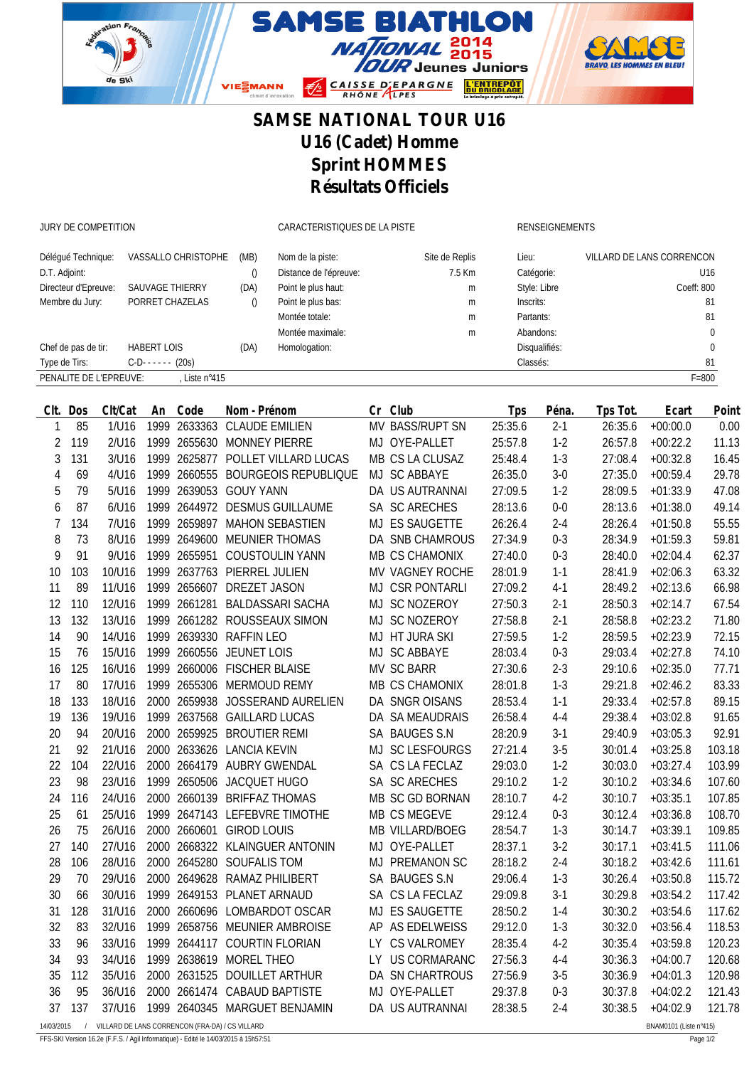# SAMSE NATIONAL TOUR U16

## U16 (Cadet) Homme

## Sprint HOMMES

## Résultats Officiels

| JURY DE COMPETITION | | | CARACTERISTIQUES DE LA PISTE | | RENSEIGNEMENTS | |
|---|---|---|---|---|---|---|
| Délégué Technique: | VASSALLO CHRISTOPHE | (MB) | Nom de la piste: | Site de Replis | Lieu: | VILLARD DE LANS CORRENCON |
| D.T. Adjoint: | | () | Distance de l'épreuve: | 7.5 Km | Catégorie: | U16 |
| Directeur d'Epreuve: | SAUVAGE THIERRY | (DA) | Point le plus haut: | m | Style: Libre | Coeff: 800 |
| Membre du Jury: | PORRET CHAZELAS | () | Point le plus bas: | m | Inscrits: | 81 |
| | | | Montée totale: | m | Partants: | 81 |
| | | | Montée maximale: | m | Abandons: | 0 |
| Chef de pas de tir: | HABERT LOIS | (DA) | Homologation: | | Disqualifiés: | 0 |
| Type de Tirs: | C-D- - - - - - (20s) | | | | Classés: | 81 |
| PENALITE DE L'EPREUVE: | , Liste n°415 | | | | | F=800 |

| Clt. | Dos | Clt/Cat | An | Code | Nom - Prénom | Cr | Club | Tps | Péna. | Tps Tot. | Ecart | Point |
|---|---|---|---|---|---|---|---|---|---|---|---|---|
| 1 | 85 | 1/U16 | 1999 | 2633363 | CLAUDE EMILIEN | MV | BASS/RUPT SN | 25:35.6 | 2-1 | 26:35.6 | +00:00.0 | 0.00 |
| 2 | 119 | 2/U16 | 1999 | 2655630 | MONNEY PIERRE | MJ | OYE-PALLET | 25:57.8 | 1-2 | 26:57.8 | +00:22.2 | 11.13 |
| 3 | 131 | 3/U16 | 1999 | 2625877 | POLLET VILLARD LUCAS | MB | CS LA CLUSAZ | 25:48.4 | 1-3 | 27:08.4 | +00:32.8 | 16.45 |
| 4 | 69 | 4/U16 | 1999 | 2660555 | BOURGEOIS REPUBLIQUE | MJ | SC ABBAYE | 26:35.0 | 3-0 | 27:35.0 | +00:59.4 | 29.78 |
| 5 | 79 | 5/U16 | 1999 | 2639053 | GOUY YANN | DA | US AUTRANNAI | 27:09.5 | 1-2 | 28:09.5 | +01:33.9 | 47.08 |
| 6 | 87 | 6/U16 | 1999 | 2644972 | DESMUS GUILLAUME | SA | SC ARECHES | 28:13.6 | 0-0 | 28:13.6 | +01:38.0 | 49.14 |
| 7 | 134 | 7/U16 | 1999 | 2659897 | MAHON SEBASTIEN | MJ | ES SAUGETTE | 26:26.4 | 2-4 | 28:26.4 | +01:50.8 | 55.55 |
| 8 | 73 | 8/U16 | 1999 | 2649600 | MEUNIER THOMAS | DA | SNB CHAMROUS | 27:34.9 | 0-3 | 28:34.9 | +01:59.3 | 59.81 |
| 9 | 91 | 9/U16 | 1999 | 2655951 | COUSTOULIN YANN | MB | CS CHAMONIX | 27:40.0 | 0-3 | 28:40.0 | +02:04.4 | 62.37 |
| 10 | 103 | 10/U16 | 1999 | 2637763 | PIERREL JULIEN | MV | VAGNEY ROCHE | 28:01.9 | 1-1 | 28:41.9 | +02:06.3 | 63.32 |
| 11 | 89 | 11/U16 | 1999 | 2656607 | DREZET JASON | MJ | CSR PONTARLI | 27:09.2 | 4-1 | 28:49.2 | +02:13.6 | 66.98 |
| 12 | 110 | 12/U16 | 1999 | 2661281 | BALDASSARI SACHA | MJ | SC NOZEROY | 27:50.3 | 2-1 | 28:50.3 | +02:14.7 | 67.54 |
| 13 | 132 | 13/U16 | 1999 | 2661282 | ROUSSEAUX SIMON | MJ | SC NOZEROY | 27:58.8 | 2-1 | 28:58.8 | +02:23.2 | 71.80 |
| 14 | 90 | 14/U16 | 1999 | 2639330 | RAFFIN LEO | MJ | HT JURA SKI | 27:59.5 | 1-2 | 28:59.5 | +02:23.9 | 72.15 |
| 15 | 76 | 15/U16 | 1999 | 2660556 | JEUNET LOIS | MJ | SC ABBAYE | 28:03.4 | 0-3 | 29:03.4 | +02:27.8 | 74.10 |
| 16 | 125 | 16/U16 | 1999 | 2660006 | FISCHER BLAISE | MV | SC BARR | 27:30.6 | 2-3 | 29:10.6 | +02:35.0 | 77.71 |
| 17 | 80 | 17/U16 | 1999 | 2655306 | MERMOUD REMY | MB | CS CHAMONIX | 28:01.8 | 1-3 | 29:21.8 | +02:46.2 | 83.33 |
| 18 | 133 | 18/U16 | 2000 | 2659938 | JOSSERAND AURELIEN | DA | SNGR OISANS | 28:53.4 | 1-1 | 29:33.4 | +02:57.8 | 89.15 |
| 19 | 136 | 19/U16 | 1999 | 2637568 | GAILLARD LUCAS | DA | SA MEAUDRAIS | 26:58.4 | 4-4 | 29:38.4 | +03:02.8 | 91.65 |
| 20 | 94 | 20/U16 | 2000 | 2659925 | BROUTIER REMI | SA | BAUGES S.N | 28:20.9 | 3-1 | 29:40.9 | +03:05.3 | 92.91 |
| 21 | 92 | 21/U16 | 2000 | 2633626 | LANCIA KEVIN | MJ | SC LESFOURGS | 27:21.4 | 3-5 | 30:01.4 | +03:25.8 | 103.18 |
| 22 | 104 | 22/U16 | 2000 | 2664179 | AUBRY GWENDAL | SA | CS LA FECLAZ | 29:03.0 | 1-2 | 30:03.0 | +03:27.4 | 103.99 |
| 23 | 98 | 23/U16 | 1999 | 2650506 | JACQUET HUGO | SA | SC ARECHES | 29:10.2 | 1-2 | 30:10.2 | +03:34.6 | 107.60 |
| 24 | 116 | 24/U16 | 2000 | 2660139 | BRIFFAZ THOMAS | MB | SC GD BORNAN | 28:10.7 | 4-2 | 30:10.7 | +03:35.1 | 107.85 |
| 25 | 61 | 25/U16 | 1999 | 2647143 | LEFEBVRE TIMOTHE | MB | CS MEGEVE | 29:12.4 | 0-3 | 30:12.4 | +03:36.8 | 108.70 |
| 26 | 75 | 26/U16 | 2000 | 2660601 | GIROD LOUIS | MB | VILLARD/BOEG | 28:54.7 | 1-3 | 30:14.7 | +03:39.1 | 109.85 |
| 27 | 140 | 27/U16 | 2000 | 2668322 | KLAINGUER ANTONIN | MJ | OYE-PALLET | 28:37.1 | 3-2 | 30:17.1 | +03:41.5 | 111.06 |
| 28 | 106 | 28/U16 | 2000 | 2645280 | SOUFALIS TOM | MJ | PREMANON SC | 28:18.2 | 2-4 | 30:18.2 | +03:42.6 | 111.61 |
| 29 | 70 | 29/U16 | 2000 | 2649628 | RAMAZ PHILIBERT | SA | BAUGES S.N | 29:06.4 | 1-3 | 30:26.4 | +03:50.8 | 115.72 |
| 30 | 66 | 30/U16 | 1999 | 2649153 | PLANET ARNAUD | SA | CS LA FECLAZ | 29:09.8 | 3-1 | 30:29.8 | +03:54.2 | 117.42 |
| 31 | 128 | 31/U16 | 2000 | 2660696 | LOMBARDOT OSCAR | MJ | ES SAUGETTE | 28:50.2 | 1-4 | 30:30.2 | +03:54.6 | 117.62 |
| 32 | 83 | 32/U16 | 1999 | 2658756 | MEUNIER AMBROISE | AP | AS EDELWEISS | 29:12.0 | 1-3 | 30:32.0 | +03:56.4 | 118.53 |
| 33 | 96 | 33/U16 | 1999 | 2644117 | COURTIN FLORIAN | LY | CS VALROMEY | 28:35.4 | 4-2 | 30:35.4 | +03:59.8 | 120.23 |
| 34 | 93 | 34/U16 | 1999 | 2638619 | MOREL THEO | LY | US CORMARANC | 27:56.3 | 4-4 | 30:36.3 | +04:00.7 | 120.68 |
| 35 | 112 | 35/U16 | 2000 | 2631525 | DOUILLET ARTHUR | DA | SN CHARTROUS | 27:56.9 | 3-5 | 30:36.9 | +04:01.3 | 120.98 |
| 36 | 95 | 36/U16 | 2000 | 2661474 | CABAUD BAPTISTE | MJ | OYE-PALLET | 29:37.8 | 0-3 | 30:37.8 | +04:02.2 | 121.43 |
| 37 | 137 | 37/U16 | 1999 | 2640345 | MARGUET BENJAMIN | DA | US AUTRANNAI | 28:38.5 | 2-4 | 30:38.5 | +04:02.9 | 121.78 |

14/03/2015 / VILLARD DE LANS CORRENCON (FRA-DA) / CS VILLARD — BNAM0101 (Liste n°415)

FFS-SKI Version 16.2e (F.F.S. / Agil Informatique) - Edité le 14/03/2015 à 15h57:51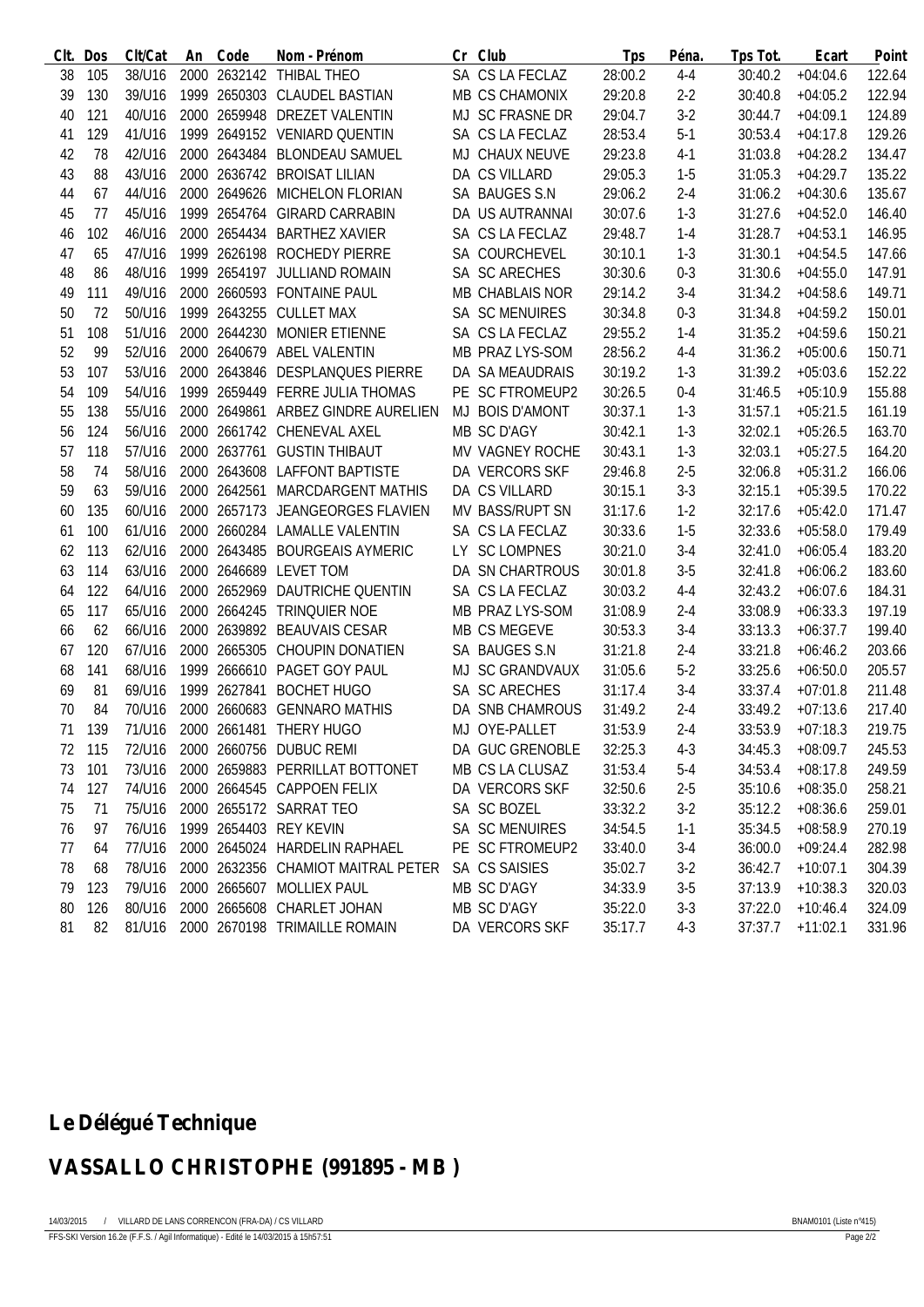| Clt. | Dos | Clt/Cat | An | Code | Nom - Prénom | Cr | Club | Tps | Péna. | Tps Tot. | Ecart | Point |
|---|---|---|---|---|---|---|---|---|---|---|---|---|
| 38 | 105 | 38/U16 | 2000 | 2632142 | THIBAL THEO | SA | CS LA FECLAZ | 28:00.2 | 4-4 | 30:40.2 | +04:04.6 | 122.64 |
| 39 | 130 | 39/U16 | 1999 | 2650303 | CLAUDEL BASTIAN | MB | CS CHAMONIX | 29:20.8 | 2-2 | 30:40.8 | +04:05.2 | 122.94 |
| 40 | 121 | 40/U16 | 2000 | 2659948 | DREZET VALENTIN | MJ | SC FRASNE DR | 29:04.7 | 3-2 | 30:44.7 | +04:09.1 | 124.89 |
| 41 | 129 | 41/U16 | 1999 | 2649152 | VENIARD QUENTIN | SA | CS LA FECLAZ | 28:53.4 | 5-1 | 30:53.4 | +04:17.8 | 129.26 |
| 42 | 78 | 42/U16 | 2000 | 2643484 | BLONDEAU SAMUEL | MJ | CHAUX NEUVE | 29:23.8 | 4-1 | 31:03.8 | +04:28.2 | 134.47 |
| 43 | 88 | 43/U16 | 2000 | 2636742 | BROISAT LILIAN | DA | CS VILLARD | 29:05.3 | 1-5 | 31:05.3 | +04:29.7 | 135.22 |
| 44 | 67 | 44/U16 | 2000 | 2649626 | MICHELON FLORIAN | SA | BAUGES S.N | 29:06.2 | 2-4 | 31:06.2 | +04:30.6 | 135.67 |
| 45 | 77 | 45/U16 | 1999 | 2654764 | GIRARD CARRABIN | DA | US AUTRANNAI | 30:07.6 | 1-3 | 31:27.6 | +04:52.0 | 146.40 |
| 46 | 102 | 46/U16 | 2000 | 2654434 | BARTHEZ XAVIER | SA | CS LA FECLAZ | 29:48.7 | 1-4 | 31:28.7 | +04:53.1 | 146.95 |
| 47 | 65 | 47/U16 | 1999 | 2626198 | ROCHEDY PIERRE | SA | COURCHEVEL | 30:10.1 | 1-3 | 31:30.1 | +04:54.5 | 147.66 |
| 48 | 86 | 48/U16 | 1999 | 2654197 | JULLIAND ROMAIN | SA | SC ARECHES | 30:30.6 | 0-3 | 31:30.6 | +04:55.0 | 147.91 |
| 49 | 111 | 49/U16 | 2000 | 2660593 | FONTAINE PAUL | MB | CHABLAIS NOR | 29:14.2 | 3-4 | 31:34.2 | +04:58.6 | 149.71 |
| 50 | 72 | 50/U16 | 1999 | 2643255 | CULLET MAX | SA | SC MENUIRES | 30:34.8 | 0-3 | 31:34.8 | +04:59.2 | 150.01 |
| 51 | 108 | 51/U16 | 2000 | 2644230 | MONIER ETIENNE | SA | CS LA FECLAZ | 29:55.2 | 1-4 | 31:35.2 | +04:59.6 | 150.21 |
| 52 | 99 | 52/U16 | 2000 | 2640679 | ABEL VALENTIN | MB | PRAZ LYS-SOM | 28:56.2 | 4-4 | 31:36.2 | +05:00.6 | 150.71 |
| 53 | 107 | 53/U16 | 2000 | 2643846 | DESPLANQUES PIERRE | DA | SA MEAUDRAIS | 30:19.2 | 1-3 | 31:39.2 | +05:03.6 | 152.22 |
| 54 | 109 | 54/U16 | 1999 | 2659449 | FERRE JULIA THOMAS | PE | SC FTROMEUP2 | 30:26.5 | 0-4 | 31:46.5 | +05:10.9 | 155.88 |
| 55 | 138 | 55/U16 | 2000 | 2649861 | ARBEZ GINDRE AURELIEN | MJ | BOIS D'AMONT | 30:37.1 | 1-3 | 31:57.1 | +05:21.5 | 161.19 |
| 56 | 124 | 56/U16 | 2000 | 2661742 | CHENEVAL AXEL | MB | SC D'AGY | 30:42.1 | 1-3 | 32:02.1 | +05:26.5 | 163.70 |
| 57 | 118 | 57/U16 | 2000 | 2637761 | GUSTIN THIBAUT | MV | VAGNEY ROCHE | 30:43.1 | 1-3 | 32:03.1 | +05:27.5 | 164.20 |
| 58 | 74 | 58/U16 | 2000 | 2643608 | LAFFONT BAPTISTE | DA | VERCORS SKF | 29:46.8 | 2-5 | 32:06.8 | +05:31.2 | 166.06 |
| 59 | 63 | 59/U16 | 2000 | 2642561 | MARCDARGENT MATHIS | DA | CS VILLARD | 30:15.1 | 3-3 | 32:15.1 | +05:39.5 | 170.22 |
| 60 | 135 | 60/U16 | 2000 | 2657173 | JEANGEORGES FLAVIEN | MV | BASS/RUPT SN | 31:17.6 | 1-2 | 32:17.6 | +05:42.0 | 171.47 |
| 61 | 100 | 61/U16 | 2000 | 2660284 | LAMALLE VALENTIN | SA | CS LA FECLAZ | 30:33.6 | 1-5 | 32:33.6 | +05:58.0 | 179.49 |
| 62 | 113 | 62/U16 | 2000 | 2643485 | BOURGEAIS AYMERIC | LY | SC LOMPNES | 30:21.0 | 3-4 | 32:41.0 | +06:05.4 | 183.20 |
| 63 | 114 | 63/U16 | 2000 | 2646689 | LEVET TOM | DA | SN CHARTROUS | 30:01.8 | 3-5 | 32:41.8 | +06:06.2 | 183.60 |
| 64 | 122 | 64/U16 | 2000 | 2652969 | DAUTRICHE QUENTIN | SA | CS LA FECLAZ | 30:03.2 | 4-4 | 32:43.2 | +06:07.6 | 184.31 |
| 65 | 117 | 65/U16 | 2000 | 2664245 | TRINQUIER NOE | MB | PRAZ LYS-SOM | 31:08.9 | 2-4 | 33:08.9 | +06:33.3 | 197.19 |
| 66 | 62 | 66/U16 | 2000 | 2639892 | BEAUVAIS CESAR | MB | CS MEGEVE | 30:53.3 | 3-4 | 33:13.3 | +06:37.7 | 199.40 |
| 67 | 120 | 67/U16 | 2000 | 2665305 | CHOUPIN DONATIEN | SA | BAUGES S.N | 31:21.8 | 2-4 | 33:21.8 | +06:46.2 | 203.66 |
| 68 | 141 | 68/U16 | 1999 | 2666610 | PAGET GOY PAUL | MJ | SC GRANDVAUX | 31:05.6 | 5-2 | 33:25.6 | +06:50.0 | 205.57 |
| 69 | 81 | 69/U16 | 1999 | 2627841 | BOCHET HUGO | SA | SC ARECHES | 31:17.4 | 3-4 | 33:37.4 | +07:01.8 | 211.48 |
| 70 | 84 | 70/U16 | 2000 | 2660683 | GENNARO MATHIS | DA | SNB CHAMROUS | 31:49.2 | 2-4 | 33:49.2 | +07:13.6 | 217.40 |
| 71 | 139 | 71/U16 | 2000 | 2661481 | THERY HUGO | MJ | OYE-PALLET | 31:53.9 | 2-4 | 33:53.9 | +07:18.3 | 219.75 |
| 72 | 115 | 72/U16 | 2000 | 2660756 | DUBUC REMI | DA | GUC GRENOBLE | 32:25.3 | 4-3 | 34:45.3 | +08:09.7 | 245.53 |
| 73 | 101 | 73/U16 | 2000 | 2659883 | PERRILLAT BOTTONET | MB | CS LA CLUSAZ | 31:53.4 | 5-4 | 34:53.4 | +08:17.8 | 249.59 |
| 74 | 127 | 74/U16 | 2000 | 2664545 | CAPPOEN FELIX | DA | VERCORS SKF | 32:50.6 | 2-5 | 35:10.6 | +08:35.0 | 258.21 |
| 75 | 71 | 75/U16 | 2000 | 2655172 | SARRAT TEO | SA | SC BOZEL | 33:32.2 | 3-2 | 35:12.2 | +08:36.6 | 259.01 |
| 76 | 97 | 76/U16 | 1999 | 2654403 | REY KEVIN | SA | SC MENUIRES | 34:54.5 | 1-1 | 35:34.5 | +08:58.9 | 270.19 |
| 77 | 64 | 77/U16 | 2000 | 2645024 | HARDELIN RAPHAEL | PE | SC FTROMEUP2 | 33:40.0 | 3-4 | 36:00.0 | +09:24.4 | 282.98 |
| 78 | 68 | 78/U16 | 2000 | 2632356 | CHAMIOT MAITRAL PETER | SA | CS SAISIES | 35:02.7 | 3-2 | 36:42.7 | +10:07.1 | 304.39 |
| 79 | 123 | 79/U16 | 2000 | 2665607 | MOLLIEX PAUL | MB | SC D'AGY | 34:33.9 | 3-5 | 37:13.9 | +10:38.3 | 320.03 |
| 80 | 126 | 80/U16 | 2000 | 2665608 | CHARLET JOHAN | MB | SC D'AGY | 35:22.0 | 3-3 | 37:22.0 | +10:46.4 | 324.09 |
| 81 | 82 | 81/U16 | 2000 | 2670198 | TRIMAILLE ROMAIN | DA | VERCORS SKF | 35:17.7 | 4-3 | 37:37.7 | +11:02.1 | 331.96 |

**Le Délégué Technique**

**VASSALLO CHRISTOPHE (991895 - MB )**

14/03/2015 / VILLARD DE LANS CORRENCON (FRA-DA) / CS VILLARD BNAM0101 (Liste n°415)

FFS-SKI Version 16.2e (F.F.S. / Agil Informatique) - Edité le 14/03/2015 à 15h57:51